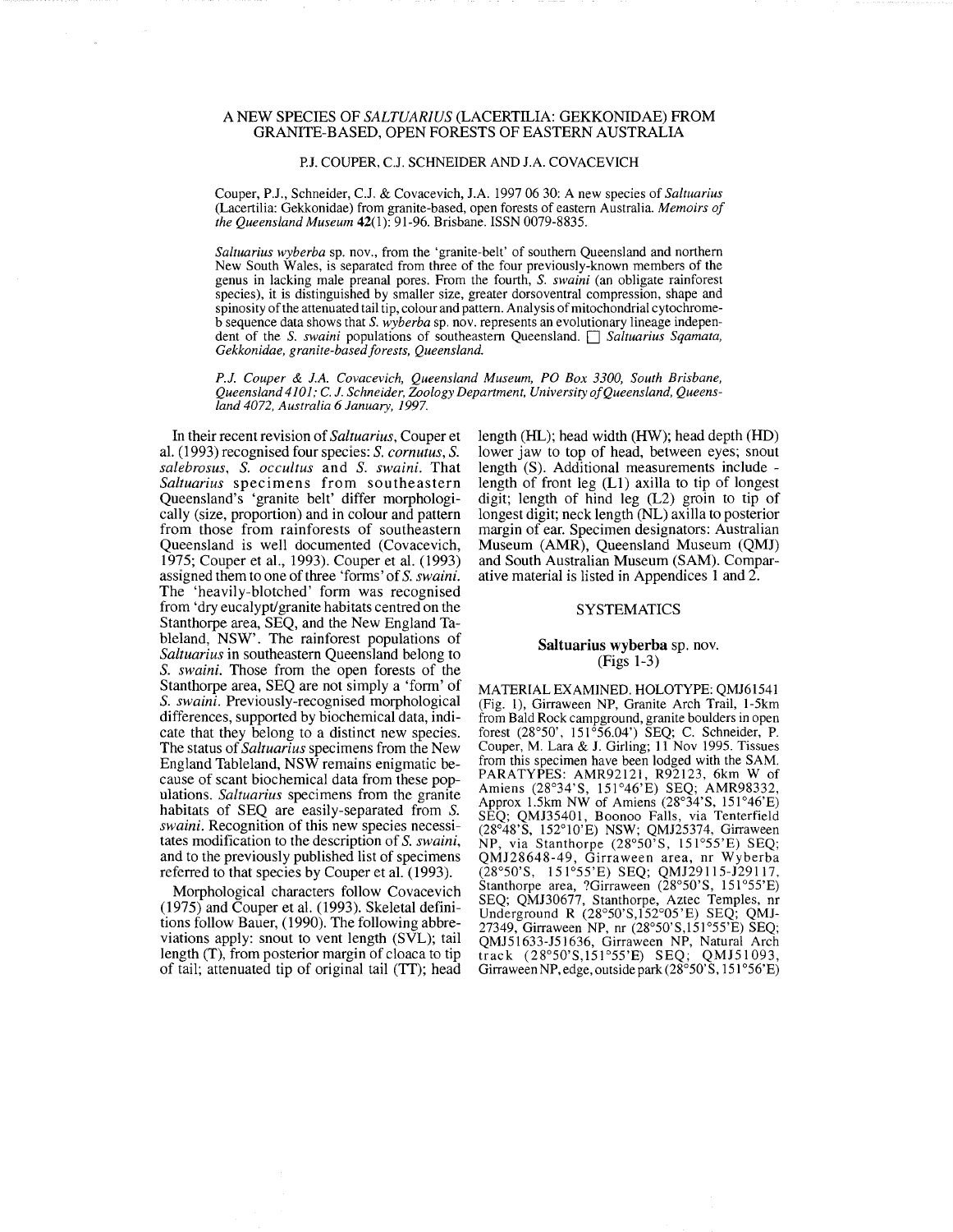# A NEW SPECIES OF *SALTUARIUS* (LACERTILIA: GEKKONIDAE) FROM GRANITE-BASED, OPEN FORESTS OF EASTERN AUSTRALIA

P.J. COUPER, C.J. SCHNEIDER AND J.A. COVACEVICH

Couper, P.J., Schneider, C.J. & Covacevich, J.A. 1997 06 30: A new species of *Saltuarius* (Lacertilia: Gekkonidae) from granite-based, open forests of eastern Australia. *Memoirs of the Queensland Museum* **42**(1): 91-96. Brisbane. ISSN 0079-8835.

*Saltuarius wyberba* sp. nov., from the 'granite-belt' of southern Queensland and northern New South Wales, is separated from three of the four previously-known members of the genus in lacking male preanal pores. From the fourth, *S. swaini* (an obligate rainforest species), it is distinguished by smaller size, greater dorsoventral compression, shape and spinosity of the attenuated tail tip, colour and pattern. Analysis of mitochondrial cytochrome-b sequence data shows that *S. wyberba* sp. nov. represents an evolutionary lineage independent of the *S. swaini* populations of southeastern Queensland. ☐ *Saltuarius Sqamata, Gekkonidae, granite-based forests, Queensland.*

*P.J. Couper & J.A. Covacevich, Queensland Museum, PO Box 3300, South Brisbane, Queensland 4101; C. J. Schneider, Zoology Department, University of Queensland, Queensland 4072, Australia 6 January, 1997.*

In their recent revision of *Saltuarius*, Couper et al. (1993) recognised four species: *S. cornutus*, *S. salebrosus*, *S. occultus* and *S. swaini*. That *Saltuarius* specimens from southeastern Queensland's 'granite belt' differ morphologically (size, proportion) and in colour and pattern from those from rainforests of southeastern Queensland is well documented (Covacevich, 1975; Couper et al., 1993). Couper et al. (1993) assigned them to one of three 'forms' of *S. swaini*. The 'heavily-blotched' form was recognised from 'dry eucalypt/granite habitats centred on the Stanthorpe area, SEQ, and the New England Tableland, NSW'. The rainforest populations of *Saltuarius* in southeastern Queensland belong to *S. swaini*. Those from the open forests of the Stanthorpe area, SEQ are not simply a 'form' of *S. swaini*. Previously-recognised morphological differences, supported by biochemical data, indicate that they belong to a distinct new species. The status of *Saltuarius* specimens from the New England Tableland, NSW remains enigmatic because of scant biochemical data from these populations. *Saltuarius* specimens from the granite habitats of SEQ are easily-separated from *S. swaini*. Recognition of this new species necessitates modification to the description of *S. swaini*, and to the previously published list of specimens referred to that species by Couper et al. (1993).

Morphological characters follow Covacevich (1975) and Couper et al. (1993). Skeletal definitions follow Bauer, (1990). The following abbreviations apply: snout to vent length (SVL); tail length (T), from posterior margin of cloaca to tip of tail; attenuated tip of original tail (TT); head length (HL); head width (HW); head depth (HD) lower jaw to top of head, between eyes; snout length (S). Additional measurements include - length of front leg (L1) axilla to tip of longest digit; length of hind leg (L2) groin to tip of longest digit; neck length (NL) axilla to posterior margin of ear. Specimen designators: Australian Museum (AMR), Queensland Museum (QMJ) and South Australian Museum (SAM). Comparative material is listed in Appendices 1 and 2.

## SYSTEMATICS

### Saltuarius wyberba sp. nov.
(Figs 1-3)

MATERIAL EXAMINED. HOLOTYPE: QMJ61541 (Fig. 1), Girraween NP, Granite Arch Trail, 1-5km from Bald Rock campground, granite boulders in open forest (28°50', 151°56.04') SEQ; C. Schneider, P. Couper, M. Lara & J. Girling; 11 Nov 1995. Tissues from this specimen have been lodged with the SAM. PARATYPES: AMR92121, R92123, 6km W of Amiens (28°34'S, 151°46'E) SEQ; AMR98332, Approx 1.5km NW of Amiens (28°34'S, 151°46'E) SEQ; QMJ35401, Boonoo Falls, via Tenterfield (28°48'S, 152°10'E) NSW; QMJ25374, Girraween NP, via Stanthorpe (28°50'S, 151°55'E) SEQ; QMJ28648-49, Girraween area, nr Wyberba (28°50'S, 151°55'E) SEQ; QMJ29115-J29117, Stanthorpe area, ?Girraween (28°50'S, 151°55'E) SEQ; QMJ30677, Stanthorpe, Aztec Temples, nr Underground R (28°50'S,152°05'E) SEQ; QMJ-27349, Girraween NP, nr (28°50'S,151°55'E) SEQ; QMJ51633-J51636, Girraween NP, Natural Arch track (28°50'S,151°55'E) SEQ; QMJ51093, Girraween NP, edge, outside park (28°50'S, 151°56'E)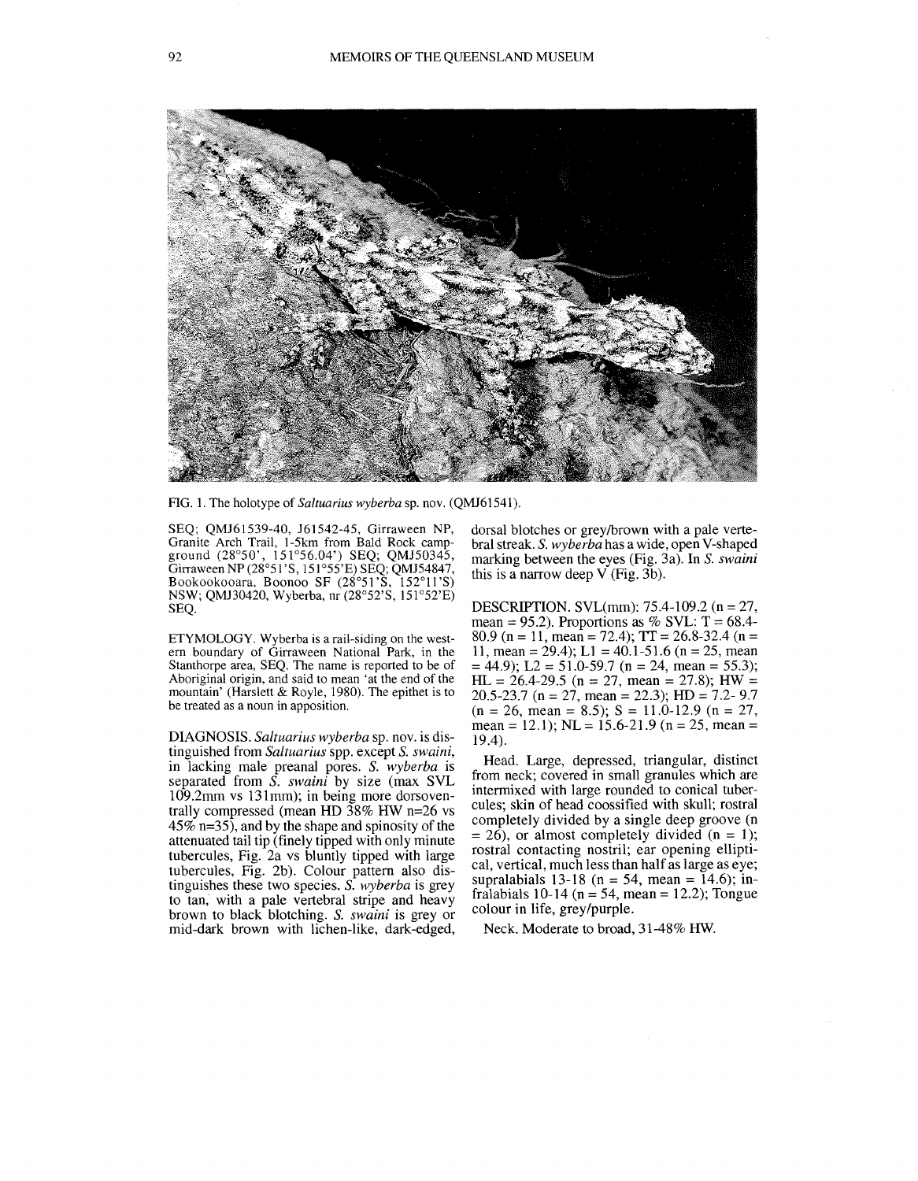FIG. 1. The holotype of *Saltuarius wyberba* sp. nov. (QMJ61541).

SEQ; QMJ61539-40, J61542-45, Girraween NP, Granite Arch Trail, 1-5km from Bald Rock campground (28°50', 151°56.04') SEQ; QMJ50345, Girraween NP (28°51'S, 151°55'E) SEQ; QMJ54847, Bookookooara, Boonoo SF (28°51'S, 152°11'S) NSW; QMJ30420, Wyberba, nr (28°52'S, 151°52'E) SEQ.

ETYMOLOGY. Wyberba is a rail-siding on the western boundary of Girraween National Park, in the Stanthorpe area, SEQ. The name is reported to be of Aboriginal origin, and said to mean 'at the end of the mountain' (Harslett & Royle, 1980). The epithet is to be treated as a noun in apposition.

DIAGNOSIS. *Saltuarius wyberba* sp. nov. is distinguished from *Saltuarius* spp. except *S. swaini*, in lacking male preanal pores. *S. wyberba* is separated from *S. swaini* by size (max SVL 109.2mm vs 131mm); in being more dorsoventrally compressed (mean HD 38% HW n=26 vs 45% n=35), and by the shape and spinosity of the attenuated tail tip (finely tipped with only minute tubercules, Fig. 2a vs bluntly tipped with large tubercules, Fig. 2b). Colour pattern also distinguishes these two species. *S. wyberba* is grey to tan, with a pale vertebral stripe and heavy brown to black blotching. *S. swaini* is grey or mid-dark brown with lichen-like, dark-edged, dorsal blotches or grey/brown with a pale vertebral streak. *S. wyberba* has a wide, open V-shaped marking between the eyes (Fig. 3a). In *S. swaini* this is a narrow deep V (Fig. 3b).

DESCRIPTION. SVL(mm): 75.4-109.2 (n = 27, mean = 95.2). Proportions as % SVL: T = 68.4-80.9 (n = 11, mean = 72.4); TT = 26.8-32.4 (n = 11, mean = 29.4); L1 = 40.1-51.6 (n = 25, mean = 44.9); L2 = 51.0-59.7 (n = 24, mean = 55.3); HL = 26.4-29.5 (n = 27, mean = 27.8); HW = 20.5-23.7 (n = 27, mean = 22.3); HD = 7.2- 9.7 (n = 26, mean = 8.5); S = 11.0-12.9 (n = 27, mean = 12.1); NL = 15.6-21.9 (n = 25, mean = 19.4).

Head. Large, depressed, triangular, distinct from neck; covered in small granules which are intermixed with large rounded to conical tubercules; skin of head coossified with skull; rostral completely divided by a single deep groove (n = 26), or almost completely divided (n = 1); rostral contacting nostril; ear opening elliptical, vertical, much less than half as large as eye; supralabials 13-18 (n = 54, mean = 14.6); infralabials 10-14 (n = 54, mean = 12.2); Tongue colour in life, grey/purple.

Neck. Moderate to broad, 31-48% HW.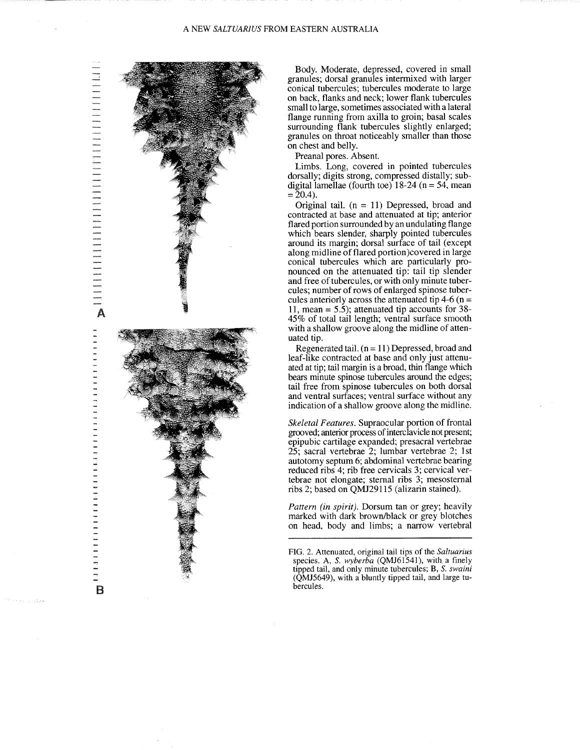Body. Moderate, depressed, covered in small granules; dorsal granules intermixed with larger conical tubercules; tubercules moderate to large on back, flanks and neck; lower flank tubercules small to large, sometimes associated with a lateral flange running from axilla to groin; basal scales surrounding flank tubercules slightly enlarged; granules on throat noticeably smaller than those on chest and belly.

Preanal pores. Absent.

Limbs. Long, covered in pointed tubercules dorsally; digits strong, compressed distally; subdigital lamellae (fourth toe) 18-24 (n = 54, mean = 20.4).

Original tail. (n = 11) Depressed, broad and contracted at base and attenuated at tip; anterior flared portion surrounded by an undulating flange which bears slender, sharply pointed tubercules around its margin; dorsal surface of tail (except along midline of flared portion)covered in large conical tubercules which are particularly pronounced on the attenuated tip: tail tip slender and free of tubercules, or with only minute tubercules; number of rows of enlarged spinose tubercules anteriorly across the attenuated tip 4-6 (n = 11, mean = 5.5); attenuated tip accounts for 38-45% of total tail length; ventral surface smooth with a shallow groove along the midline of attenuated tip.

Regenerated tail. (n = 11) Depressed, broad and leaf-like contracted at base and only just attenuated at tip; tail margin is a broad, thin flange which bears minute spinose tubercules around the edges; tail free from spinose tubercules on both dorsal and ventral surfaces; ventral surface without any indication of a shallow groove along the midline.

*Skeletal Features*. Supraocular portion of frontal grooved; anterior process of interclavicle not present; epipubic cartilage expanded; presacral vertebrae 25; sacral vertebrae 2; lumbar vertebrae 2; 1st autotomy septum 6; abdominal vertebrae bearing reduced ribs 4; rib free cervicals 3; cervical vertebrae not elongate; sternal ribs 3; mesosternal ribs 2; based on QMJ29115 (alizarin stained).

*Pattern (in spirit)*. Dorsum tan or grey; heavily marked with dark brown/black or grey blotches on head, body and limbs; a narrow vertebral

FIG. 2. Attenuated, original tail tips of the *Saltuarius* species. A, *S. wyberba* (QMJ61541), with a finely tipped tail, and only minute tubercules; B, *S. swaini* (QMJ5649), with a bluntly tipped tail, and large tubercules.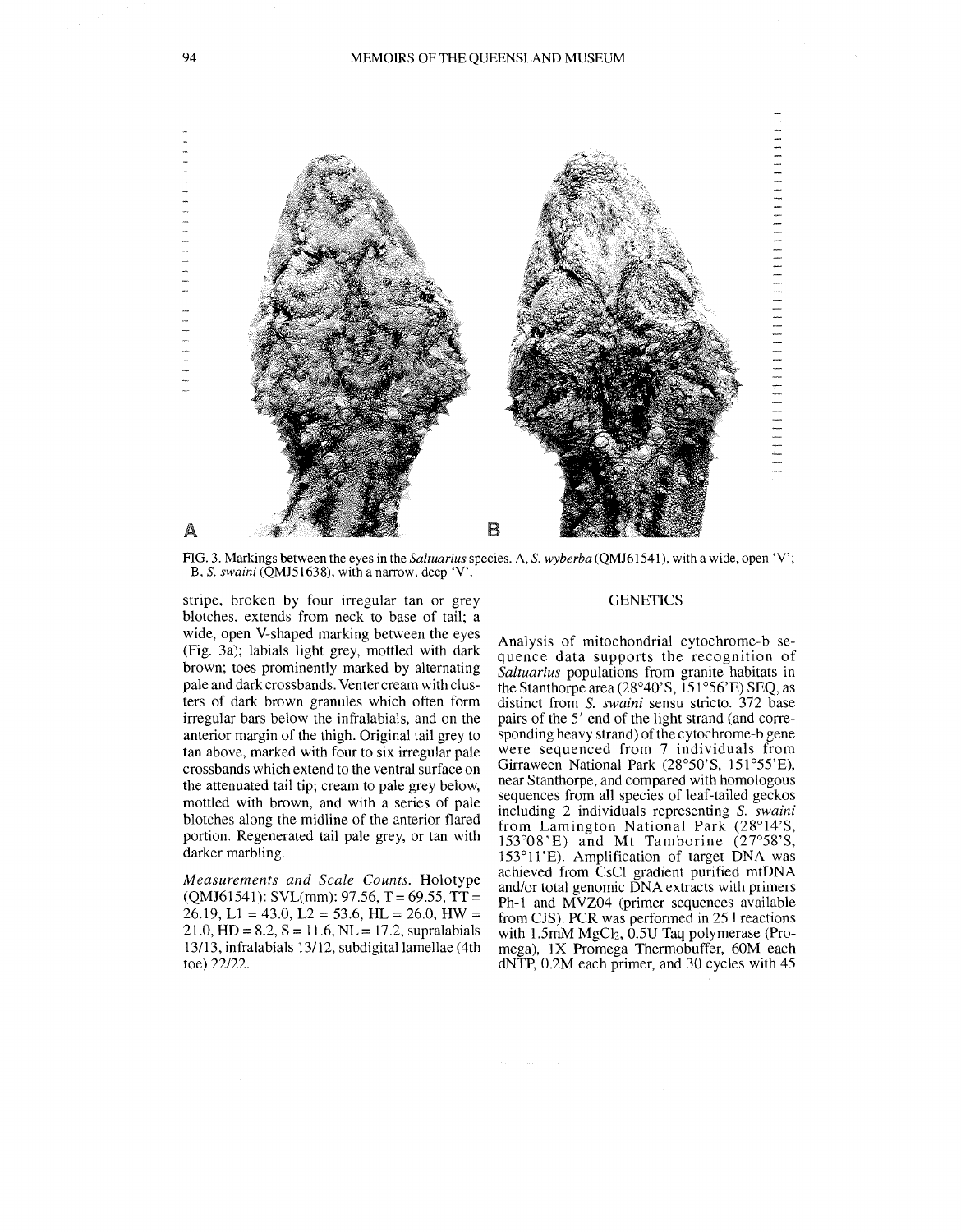FIG. 3. Markings between the eyes in the *Saltuarius* species. A, *S. wyberba* (QMJ61541), with a wide, open 'V'; B, *S. swaini* (QMJ51638), with a narrow, deep 'V'.

stripe, broken by four irregular tan or grey blotches, extends from neck to base of tail; a wide, open V-shaped marking between the eyes (Fig. 3a); labials light grey, mottled with dark brown; toes prominently marked by alternating pale and dark crossbands. Venter cream with clusters of dark brown granules which often form irregular bars below the infralabials, and on the anterior margin of the thigh. Original tail grey to tan above, marked with four to six irregular pale crossbands which extend to the ventral surface on the attenuated tail tip; cream to pale grey below, mottled with brown, and with a series of pale blotches along the midline of the anterior flared portion. Regenerated tail pale grey, or tan with darker marbling.

*Measurements and Scale Counts.* Holotype (QMJ61541): SVL(mm): 97.56, T = 69.55, TT = 26.19, L1 = 43.0, L2 = 53.6, HL = 26.0, HW = 21.0, HD = 8.2, S = 11.6, NL = 17.2, supralabials 13/13, infralabials 13/12, subdigital lamellae (4th toe) 22/22.

## GENETICS

Analysis of mitochondrial cytochrome-b sequence data supports the recognition of *Saltuarius* populations from granite habitats in the Stanthorpe area (28°40'S, 151°56'E) SEQ, as distinct from *S. swaini* sensu stricto. 372 base pairs of the 5′ end of the light strand (and corresponding heavy strand) of the cytochrome-b gene were sequenced from 7 individuals from Girraween National Park (28°50'S, 151°55'E), near Stanthorpe, and compared with homologous sequences from all species of leaf-tailed geckos including 2 individuals representing *S. swaini* from Lamington National Park (28°14'S, 153°08'E) and Mt Tamborine (27°58'S, 153°11'E). Amplification of target DNA was achieved from CsCl gradient purified mtDNA and/or total genomic DNA extracts with primers Ph-1 and MVZ04 (primer sequences available from CJS). PCR was performed in 25 l reactions with 1.5mM $MgCl_2$, 0.5U Taq polymerase (Promega), 1X Promega Thermobuffer, 60M each dNTP, 0.2M each primer, and 30 cycles with 45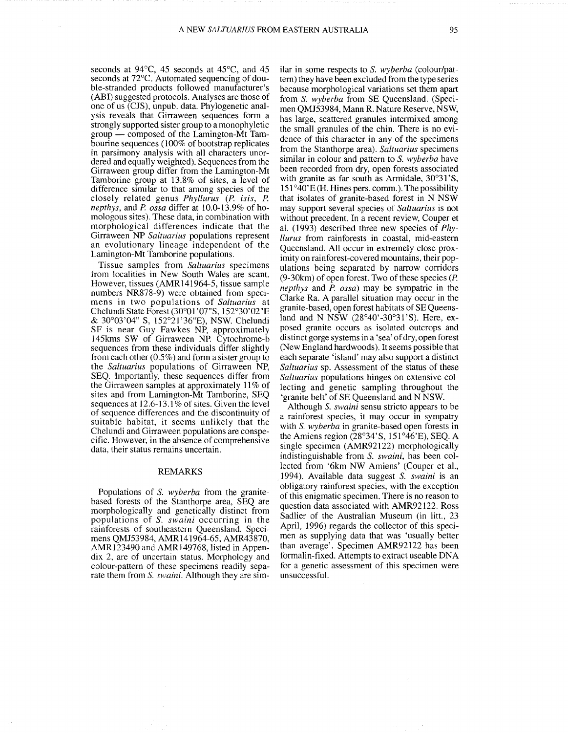seconds at 94°C, 45 seconds at 45°C, and 45 seconds at 72°C. Automated sequencing of double-stranded products followed manufacturer's (ABI) suggested protocols. Analyses are those of one of us (CJS), unpub. data. Phylogenetic analysis reveals that Girraween sequences form a strongly supported sister group to a monophyletic group — composed of the Lamington-Mt Tambourine sequences (100% of bootstrap replicates in parsimony analysis with all characters unordered and equally weighted). Sequences from the Girraween group differ from the Lamington-Mt Tamborine group at 13.8% of sites, a level of difference similar to that among species of the closely related genus *Phyllurus* (*P. isis*, *P. nepthys*, and *P. ossa* differ at 10.0-13.9% of homologous sites). These data, in combination with morphological differences indicate that the Girraween NP *Saltuarius* populations represent an evolutionary lineage independent of the Lamington-Mt Tamborine populations.

Tissue samples from *Saltuarius* specimens from localities in New South Wales are scant. However, tissues (AMR141964-5, tissue sample numbers NR878-9) were obtained from specimens in two populations of *Saltuarius* at Chelundi State Forest (30°01'07"S, 152°30'02"E & 30°03'04" S, 152°21'36"E), NSW. Chelundi SF is near Guy Fawkes NP, approximately 145kms SW of Girraween NP. Cytochrome-b sequences from these individuals differ slightly from each other (0.5%) and form a sister group to the *Saltuarius* populations of Girraween NP, SEQ. Importantly, these sequences differ from the Girraween samples at approximately 11% of sites and from Lamington-Mt Tamborine, SEQ sequences at 12.6-13.1% of sites. Given the level of sequence differences and the discontinuity of suitable habitat, it seems unlikely that the Chelundi and Girraween populations are conspecific. However, in the absence of comprehensive data, their status remains uncertain.

## REMARKS

Populations of *S. wyberba* from the granite-based forests of the Stanthorpe area, SEQ are morphologically and genetically distinct from populations of *S. swaini* occurring in the rainforests of southeastern Queensland. Specimens QMJ53984, AMR141964-65, AMR43870, AMR123490 and AMR149768, listed in Appendix 2, are of uncertain status. Morphology and colour-pattern of these specimens readily separate them from *S. swaini*. Although they are similar in some respects to *S. wyberba* (colour/pattern) they have been excluded from the type series because morphological variations set them apart from *S. wyberba* from SE Queensland. (Specimen QMJ53984, Mann R. Nature Reserve, NSW, has large, scattered granules intermixed among the small granules of the chin. There is no evidence of this character in any of the specimens from the Stanthorpe area). *Saltuarius* specimens similar in colour and pattern to *S. wyberba* have been recorded from dry, open forests associated with granite as far south as Armidale, 30°31'S, 151°40'E (H. Hines pers. comm.). The possibility that isolates of granite-based forest in N NSW may support several species of *Saltuarius* is not without precedent. In a recent review, Couper et al. (1993) described three new species of *Phyllurus* from rainforests in coastal, mid-eastern Queensland. All occur in extremely close proximity on rainforest-covered mountains, their populations being separated by narrow corridors (9-30km) of open forest. Two of these species (*P. nepthys* and *P. ossa*) may be sympatric in the Clarke Ra. A parallel situation may occur in the granite-based, open forest habitats of SE Queensland and N NSW (28°40'-30°31'S). Here, exposed granite occurs as isolated outcrops and distinct gorge systems in a 'sea' of dry, open forest (New England hardwoods). It seems possible that each separate 'island' may also support a distinct *Saltuarius* sp. Assessment of the status of these *Saltuarius* populations hinges on extensive collecting and genetic sampling throughout the 'granite belt' of SE Queensland and N NSW.

Although *S. swaini* sensu stricto appears to be a rainforest species, it may occur in sympatry with *S. wyberba* in granite-based open forests in the Amiens region (28°34'S, 151°46'E), SEQ. A single specimen (AMR92122) morphologically indistinguishable from *S. swaini*, has been collected from '6km NW Amiens' (Couper et al., 1994). Available data suggest *S. swaini* is an obligatory rainforest species, with the exception of this enigmatic specimen. There is no reason to question data associated with AMR92122. Ross Sadlier of the Australian Museum (in litt., 23 April, 1996) regards the collector of this specimen as supplying data that was 'usually better than average'. Specimen AMR92122 has been formalin-fixed. Attempts to extract useable DNA for a genetic assessment of this specimen were unsuccessful.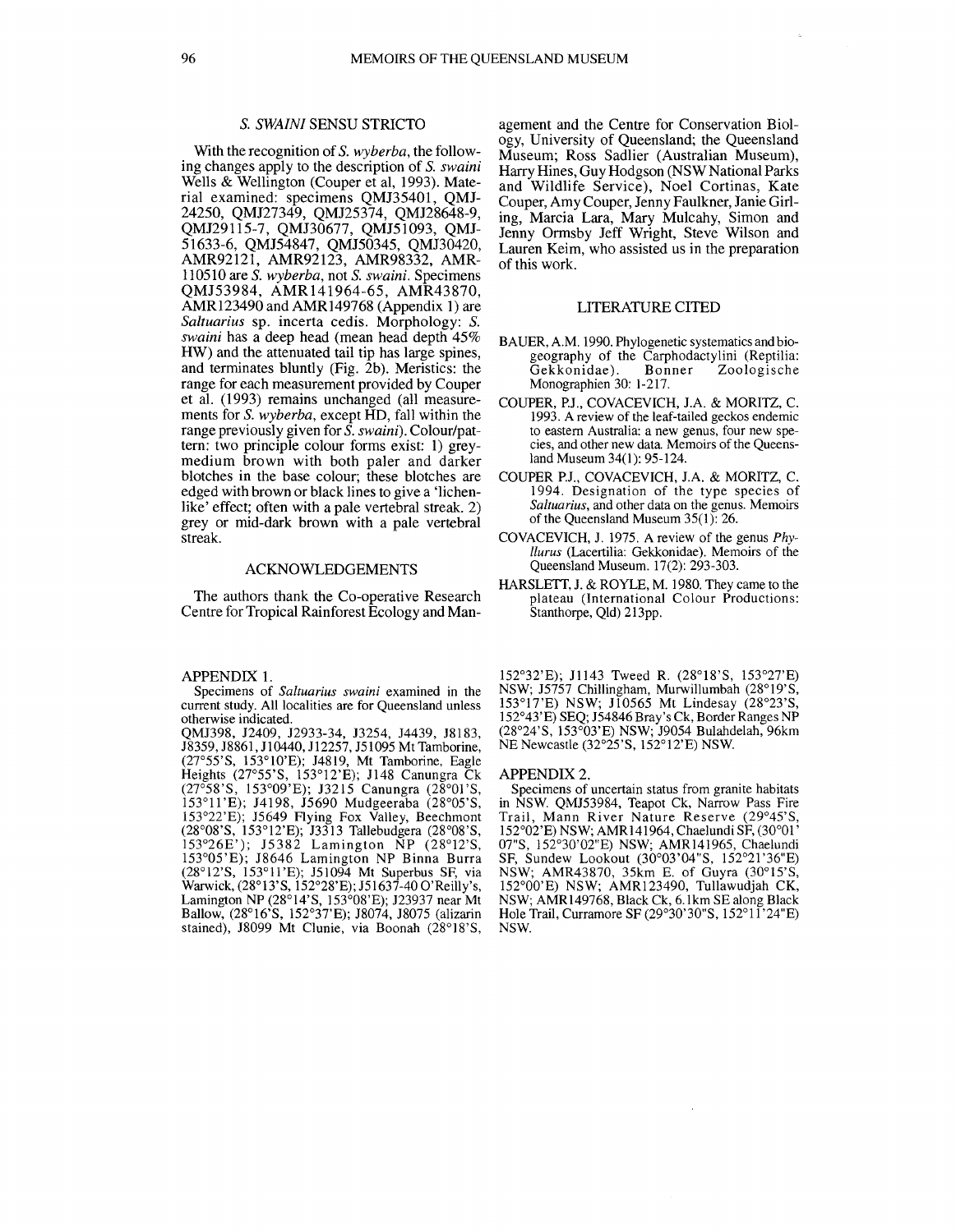## *S. SWAINI* SENSU STRICTO

With the recognition of *S. wyberba*, the following changes apply to the description of *S. swaini* Wells & Wellington (Couper et al, 1993). Material examined: specimens QMJ35401, QMJ-24250, QMJ27349, QMJ25374, QMJ28648-9, QMJ29115-7, QMJ30677, QMJ51093, QMJ-51633-6, QMJ54847, QMJ50345, QMJ30420, AMR92121, AMR92123, AMR98332, AMR-110510 are *S. wyberba*, not *S. swaini*. Specimens QMJ53984, AMR141964-65, AMR43870, AMR123490 and AMR149768 (Appendix 1) are *Saltuarius* sp. incerta cedis. Morphology: *S. swaini* has a deep head (mean head depth 45% HW) and the attenuated tail tip has large spines, and terminates bluntly (Fig. 2b). Meristics: the range for each measurement provided by Couper et al. (1993) remains unchanged (all measurements for *S. wyberba*, except HD, fall within the range previously given for *S. swaini*). Colour/pattern: two principle colour forms exist: 1) grey-medium brown with both paler and darker blotches in the base colour; these blotches are edged with brown or black lines to give a 'lichen-like' effect; often with a pale vertebral streak. 2) grey or mid-dark brown with a pale vertebral streak.

## ACKNOWLEDGEMENTS

The authors thank the Co-operative Research Centre for Tropical Rainforest Ecology and Management and the Centre for Conservation Biology, University of Queensland; the Queensland Museum; Ross Sadlier (Australian Museum), Harry Hines, Guy Hodgson (NSW National Parks and Wildlife Service), Noel Cortinas, Kate Couper, Amy Couper, Jenny Faulkner, Janie Girling, Marcia Lara, Mary Mulcahy, Simon and Jenny Ormsby Jeff Wright, Steve Wilson and Lauren Keim, who assisted us in the preparation of this work.

## LITERATURE CITED

BAUER, A.M. 1990. Phylogenetic systematics and biogeography of the Carphodactylini (Reptilia: Gekkonidae). Bonner Zoologische Monographien 30: 1-217.

COUPER, P.J., COVACEVICH, J.A. & MORITZ, C. 1993. A review of the leaf-tailed geckos endemic to eastern Australia: a new genus, four new species, and other new data. Memoirs of the Queensland Museum 34(1): 95-124.

COUPER P.J., COVACEVICH, J.A. & MORITZ, C. 1994. Designation of the type species of *Saltuarius*, and other data on the genus. Memoirs of the Queensland Museum 35(1): 26.

COVACEVICH, J. 1975. A review of the genus *Phyllurus* (Lacertilia: Gekkonidae). Memoirs of the Queensland Museum. 17(2): 293-303.

HARSLETT, J. & ROYLE, M. 1980. They came to the plateau (International Colour Productions: Stanthorpe, Qld) 213pp.

## APPENDIX 1.

Specimens of *Saltuarius swaini* examined in the current study. All localities are for Queensland unless otherwise indicated.

QMJ398, J2409, J2933-34, J3254, J4439, J8183, J8359, J8861, J10440, J12257, J51095 Mt Tamborine, (27°55'S, 153°10'E); J4819, Mt Tamborine, Eagle Heights (27°55'S, 153°12'E); J148 Canungra Ck (27°58'S, 153°09'E); J3215 Canungra (28°01'S, 153°11'E); J4198, J5690 Mudgeeraba (28°05'S, 153°22'E); J5649 Flying Fox Valley, Beechmont (28°08'S, 153°12'E); J3313 Tallebudgera (28°08'S, 153°26E'); J5382 Lamington NP (28°12'S, 153°05'E); J8646 Lamington NP Binna Burra (28°12'S, 153°11'E); J51094 Mt Superbus SF, via Warwick, (28°13'S, 152°28'E); J51637-40 O'Reilly's, Lamington NP (28°14'S, 153°08'E); J23937 near Mt Ballow, (28°16'S, 152°37'E); J8074, J8075 (alizarin stained), J8099 Mt Clunie, via Boonah (28°18'S, 152°32'E); J1143 Tweed R. (28°18'S, 153°27'E) NSW; J5757 Chillingham, Murwillumbah (28°19'S, 153°17'E) NSW; J10565 Mt Lindesay (28°23'S, 152°43'E) SEQ; J54846 Bray's Ck, Border Ranges NP (28°24'S, 153°03'E) NSW; J9054 Bulahdelah, 96km NE Newcastle (32°25'S, 152°12'E) NSW.

## APPENDIX 2.

Specimens of uncertain status from granite habitats in NSW. QMJ53984, Teapot Ck, Narrow Pass Fire Trail, Mann River Nature Reserve (29°45'S, 152°02'E) NSW; AMR141964, Chaelundi SF, (30°01' 07"S, 152°30'02"E) NSW; AMR141965, Chaelundi SF, Sundew Lookout (30°03'04"S, 152°21'36"E) NSW; AMR43870, 35km E. of Guyra (30°15'S, 152°00'E) NSW; AMR123490, Tullawudjah CK, NSW; AMR149768, Black Ck, 6.1km SE along Black Hole Trail, Curramore SF (29°30'30"S, 152°11'24"E) NSW.